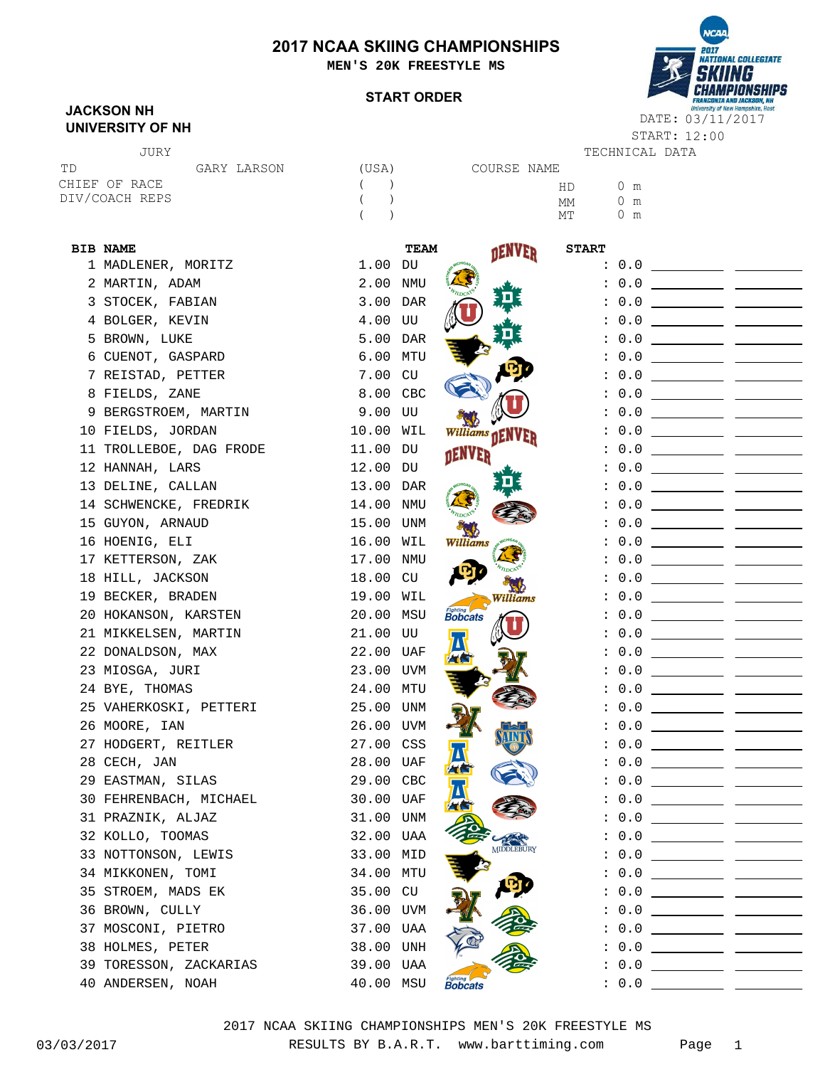# 2017 NCAA SKIING CHAMPIONSHIPS

## MEN'S 20K FREESTYLE MS

### START ORDER

**JACKSON NH**
**UNIVERSITY OF NH**

DATE: 03/11/2017
START: 12:00

| JURY | | |
|---|---|---|
| TD | GARY LARSON | (USA) |
| CHIEF OF RACE | | ( ) |
| DIV/COACH REPS | | ( ) |
| | | ( ) |

| TECHNICAL DATA | |
|---|---|
| COURSE NAME | |
| HD | 0 m |
| MM | 0 m |
| MT | 0 m |

| BIB | NAME | | TEAM | START |
|---|---|---|---|---|
| 1 | MADLENER, MORITZ | 1.00 | DU | : 0.0 |
| 2 | MARTIN, ADAM | 2.00 | NMU | : 0.0 |
| 3 | STOCEK, FABIAN | 3.00 | DAR | : 0.0 |
| 4 | BOLGER, KEVIN | 4.00 | UU | : 0.0 |
| 5 | BROWN, LUKE | 5.00 | DAR | : 0.0 |
| 6 | CUENOT, GASPARD | 6.00 | MTU | : 0.0 |
| 7 | REISTAD, PETTER | 7.00 | CU | : 0.0 |
| 8 | FIELDS, ZANE | 8.00 | CBC | : 0.0 |
| 9 | BERGSTROEM, MARTIN | 9.00 | UU | : 0.0 |
| 10 | FIELDS, JORDAN | 10.00 | WIL | : 0.0 |
| 11 | TROLLEBOE, DAG FRODE | 11.00 | DU | : 0.0 |
| 12 | HANNAH, LARS | 12.00 | DU | : 0.0 |
| 13 | DELINE, CALLAN | 13.00 | DAR | : 0.0 |
| 14 | SCHWENCKE, FREDRIK | 14.00 | NMU | : 0.0 |
| 15 | GUYON, ARNAUD | 15.00 | UNM | : 0.0 |
| 16 | HOENIG, ELI | 16.00 | WIL | : 0.0 |
| 17 | KETTERSON, ZAK | 17.00 | NMU | : 0.0 |
| 18 | HILL, JACKSON | 18.00 | CU | : 0.0 |
| 19 | BECKER, BRADEN | 19.00 | WIL | : 0.0 |
| 20 | HOKANSON, KARSTEN | 20.00 | MSU | : 0.0 |
| 21 | MIKKELSEN, MARTIN | 21.00 | UU | : 0.0 |
| 22 | DONALDSON, MAX | 22.00 | UAF | : 0.0 |
| 23 | MIOSGA, JURI | 23.00 | UVM | : 0.0 |
| 24 | BYE, THOMAS | 24.00 | MTU | : 0.0 |
| 25 | VAHERKOSKI, PETTERI | 25.00 | UNM | : 0.0 |
| 26 | MOORE, IAN | 26.00 | UVM | : 0.0 |
| 27 | HODGERT, REITLER | 27.00 | CSS | : 0.0 |
| 28 | CECH, JAN | 28.00 | UAF | : 0.0 |
| 29 | EASTMAN, SILAS | 29.00 | CBC | : 0.0 |
| 30 | FEHRENBACH, MICHAEL | 30.00 | UAF | : 0.0 |
| 31 | PRAZNIK, ALJAZ | 31.00 | UNM | : 0.0 |
| 32 | KOLLO, TOOMAS | 32.00 | UAA | : 0.0 |
| 33 | NOTTONSON, LEWIS | 33.00 | MID | : 0.0 |
| 34 | MIKKONEN, TOMI | 34.00 | MTU | : 0.0 |
| 35 | STROEM, MADS EK | 35.00 | CU | : 0.0 |
| 36 | BROWN, CULLY | 36.00 | UVM | : 0.0 |
| 37 | MOSCONI, PIETRO | 37.00 | UAA | : 0.0 |
| 38 | HOLMES, PETER | 38.00 | UNH | : 0.0 |
| 39 | TORESSON, ZACKARIAS | 39.00 | UAA | : 0.0 |
| 40 | ANDERSEN, NOAH | 40.00 | MSU | : 0.0 |

2017 NCAA SKIING CHAMPIONSHIPS MEN'S 20K FREESTYLE MS

03/03/2017 RESULTS BY B.A.R.T. www.barttiming.com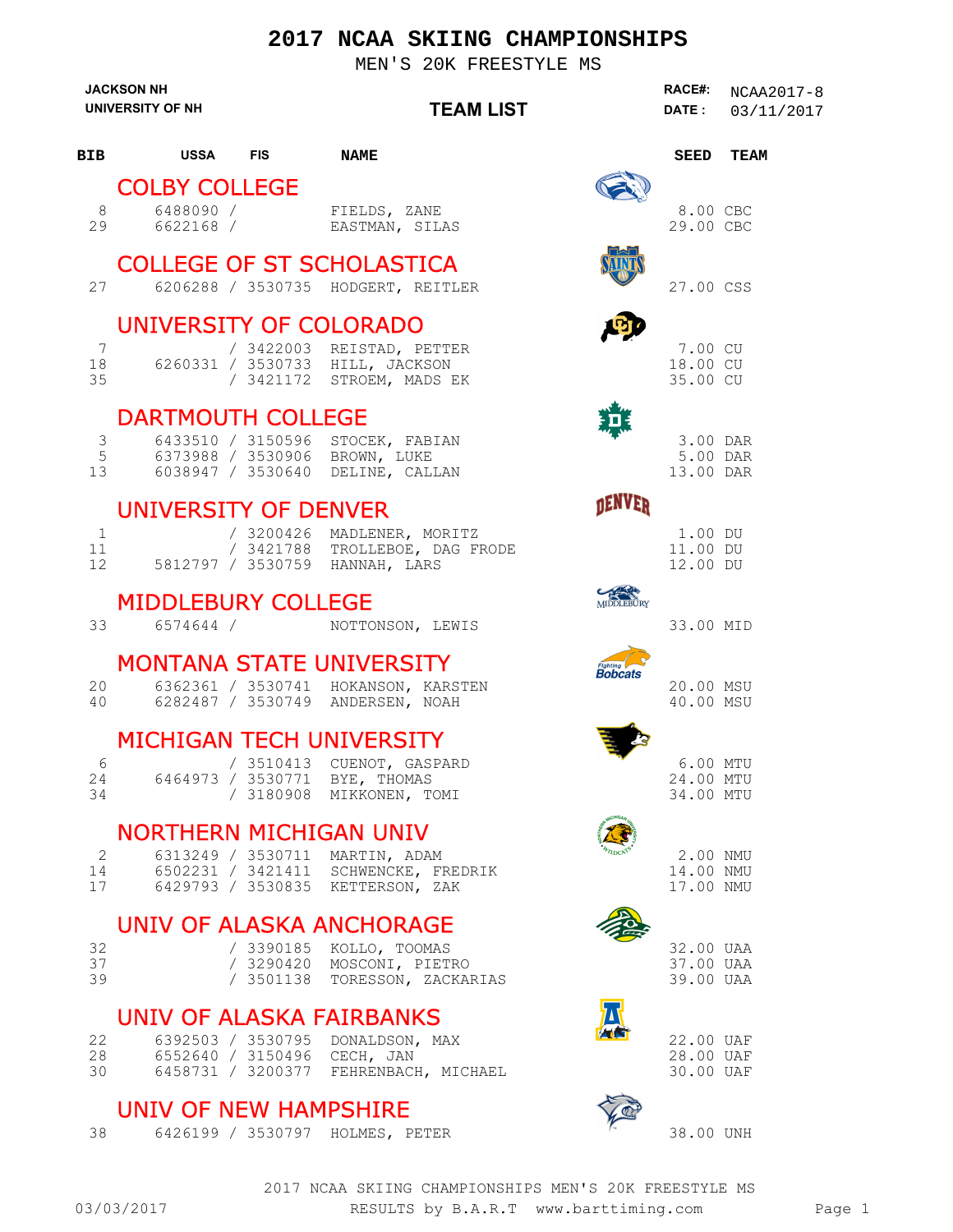# 2017 NCAA SKIING CHAMPIONSHIPS

MEN'S 20K FREESTYLE MS

JACKSON NH
UNIVERSITY OF NH

**TEAM LIST**

RACE#: NCAA2017-8
DATE : 03/11/2017

| BIB | USSA | FIS | NAME | SEED | TEAM |
|---|---|---|---|---|---|
| **COLBY COLLEGE** | | | | | |
| 8 | 6488090 | | FIELDS, ZANE | 8.00 | CBC |
| 29 | 6622168 | | EASTMAN, SILAS | 29.00 | CBC |
| **COLLEGE OF ST SCHOLASTICA** | | | | | |
| 27 | 6206288 | 3530735 | HODGERT, REITLER | 27.00 | CSS |
| **UNIVERSITY OF COLORADO** | | | | | |
| 7 | | 3422003 | REISTAD, PETTER | 7.00 | CU |
| 18 | 6260331 | 3530733 | HILL, JACKSON | 18.00 | CU |
| 35 | | 3421172 | STROEM, MADS EK | 35.00 | CU |
| **DARTMOUTH COLLEGE** | | | | | |
| 3 | 6433510 | 3150596 | STOCEK, FABIAN | 3.00 | DAR |
| 5 | 6373988 | 3530906 | BROWN, LUKE | 5.00 | DAR |
| 13 | 6038947 | 3530640 | DELINE, CALLAN | 13.00 | DAR |
| **UNIVERSITY OF DENVER** | | | | | |
| 1 | | 3200426 | MADLENER, MORITZ | 1.00 | DU |
| 11 | | 3421788 | TROLLEBOE, DAG FRODE | 11.00 | DU |
| 12 | 5812797 | 3530759 | HANNAH, LARS | 12.00 | DU |
| **MIDDLEBURY COLLEGE** | | | | | |
| 33 | 6574644 | | NOTTONSON, LEWIS | 33.00 | MID |
| **MONTANA STATE UNIVERSITY** | | | | | |
| 20 | 6362361 | 3530741 | HOKANSON, KARSTEN | 20.00 | MSU |
| 40 | 6282487 | 3530749 | ANDERSEN, NOAH | 40.00 | MSU |
| **MICHIGAN TECH UNIVERSITY** | | | | | |
| 6 | | 3510413 | CUENOT, GASPARD | 6.00 | MTU |
| 24 | 6464973 | 3530771 | BYE, THOMAS | 24.00 | MTU |
| 34 | | 3180908 | MIKKONEN, TOMI | 34.00 | MTU |
| **NORTHERN MICHIGAN UNIV** | | | | | |
| 2 | 6313249 | 3530711 | MARTIN, ADAM | 2.00 | NMU |
| 14 | 6502231 | 3421411 | SCHWENCKE, FREDRIK | 14.00 | NMU |
| 17 | 6429793 | 3530835 | KETTERSON, ZAK | 17.00 | NMU |
| **UNIV OF ALASKA ANCHORAGE** | | | | | |
| 32 | | 3390185 | KOLLO, TOOMAS | 32.00 | UAA |
| 37 | | 3290420 | MOSCONI, PIETRO | 37.00 | UAA |
| 39 | | 3501138 | TORESSON, ZACKARIAS | 39.00 | UAA |
| **UNIV OF ALASKA FAIRBANKS** | | | | | |
| 22 | 6392503 | 3530795 | DONALDSON, MAX | 22.00 | UAF |
| 28 | 6552640 | 3150496 | CECH, JAN | 28.00 | UAF |
| 30 | 6458731 | 3200377 | FEHRENBACH, MICHAEL | 30.00 | UAF |
| **UNIV OF NEW HAMPSHIRE** | | | | | |
| 38 | 6426199 | 3530797 | HOLMES, PETER | 38.00 | UNH |

2017 NCAA SKIING CHAMPIONSHIPS MEN'S 20K FREESTYLE MS

03/03/2017 RESULTS by B.A.R.T www.barttiming.com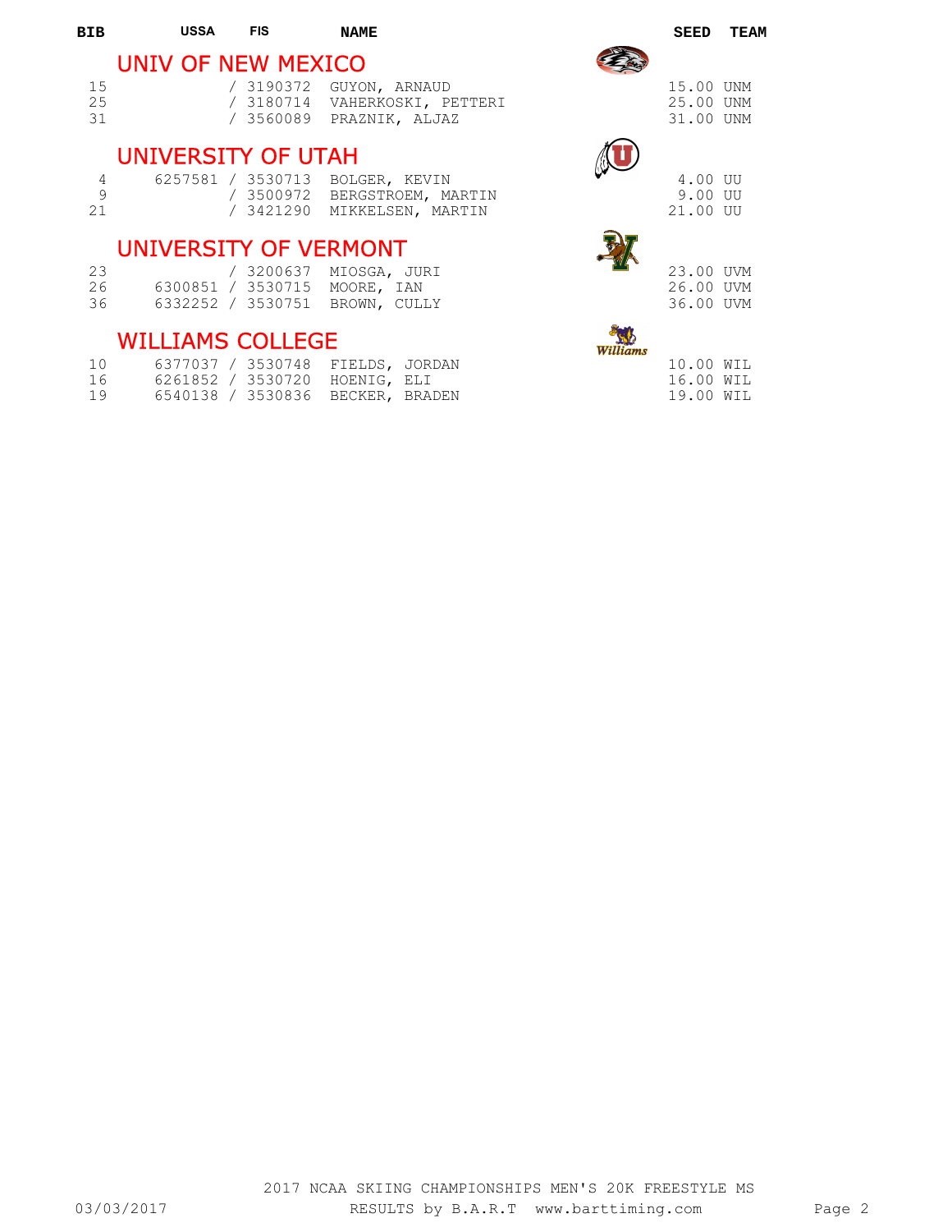| BIB | USSA / FIS | NAME | SEED | TEAM |
|---|---|---|---|---|

## UNIV OF NEW MEXICO

| BIB | USSA / FIS | NAME | SEED | TEAM |
|---|---|---|---|---|
| 15 | / 3190372 | GUYON, ARNAUD | 15.00 | UNM |
| 25 | / 3180714 | VAHERKOSKI, PETTERI | 25.00 | UNM |
| 31 | / 3560089 | PRAZNIK, ALJAZ | 31.00 | UNM |

## UNIVERSITY OF UTAH

| BIB | USSA / FIS | NAME | SEED | TEAM |
|---|---|---|---|---|
| 4 | 6257581 / 3530713 | BOLGER, KEVIN | 4.00 | UU |
| 9 | / 3500972 | BERGSTROEM, MARTIN | 9.00 | UU |
| 21 | / 3421290 | MIKKELSEN, MARTIN | 21.00 | UU |

## UNIVERSITY OF VERMONT

| BIB | USSA / FIS | NAME | SEED | TEAM |
|---|---|---|---|---|
| 23 | / 3200637 | MIOSGA, JURI | 23.00 | UVM |
| 26 | 6300851 / 3530715 | MOORE, IAN | 26.00 | UVM |
| 36 | 6332252 / 3530751 | BROWN, CULLY | 36.00 | UVM |

## WILLIAMS COLLEGE

| BIB | USSA / FIS | NAME | SEED | TEAM |
|---|---|---|---|---|
| 10 | 6377037 / 3530748 | FIELDS, JORDAN | 10.00 | WIL |
| 16 | 6261852 / 3530720 | HOENIG, ELI | 16.00 | WIL |
| 19 | 6540138 / 3530836 | BECKER, BRADEN | 19.00 | WIL |

2017 NCAA SKIING CHAMPIONSHIPS MEN'S 20K FREESTYLE MS

03/03/2017 RESULTS by B.A.R.T www.barttiming.com